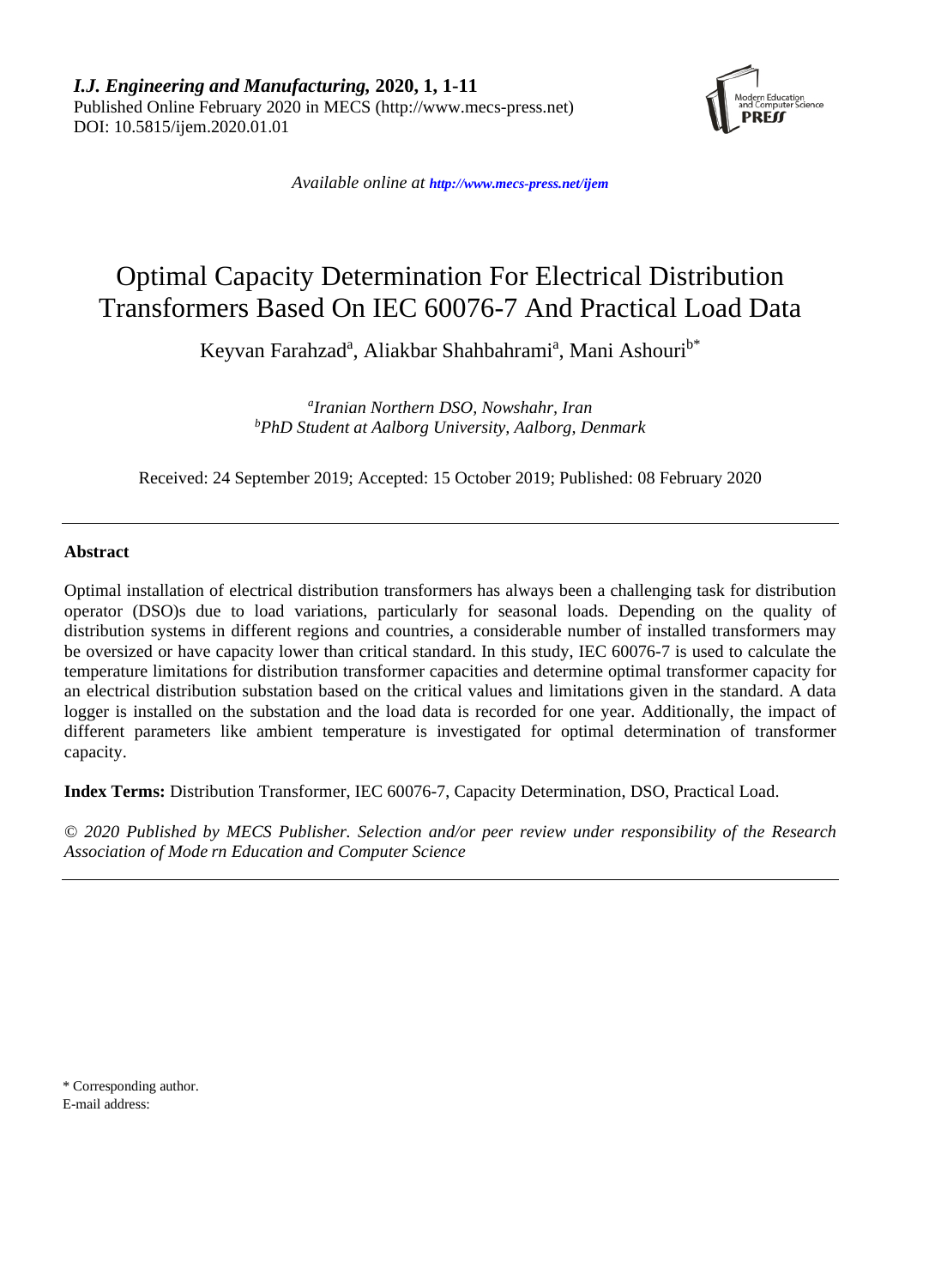*I.J. Engineering and Manufacturing,* **2020, 1, 1-11**
Published Online February 2020 in MECS (http://www.mecs-press.net)
DOI: 10.5815/ijem.2020.01.01

*Available online at* ***http://www.mecs-press.net/ijem***

# Optimal Capacity Determination For Electrical Distribution Transformers Based On IEC 60076-7 And Practical Load Data

Keyvan Farahzad[a], Aliakbar Shahbahrami[a], Mani Ashouri[b*]

*[a]Iranian Northern DSO, Nowshahr, Iran*
*[b]PhD Student at Aalborg University, Aalborg, Denmark*

Received: 24 September 2019; Accepted: 15 October 2019; Published: 08 February 2020

---

**Abstract**

Optimal installation of electrical distribution transformers has always been a challenging task for distribution operator (DSO)s due to load variations, particularly for seasonal loads. Depending on the quality of distribution systems in different regions and countries, a considerable number of installed transformers may be oversized or have capacity lower than critical standard. In this study, IEC 60076-7 is used to calculate the temperature limitations for distribution transformer capacities and determine optimal transformer capacity for an electrical distribution substation based on the critical values and limitations given in the standard. A data logger is installed on the substation and the load data is recorded for one year. Additionally, the impact of different parameters like ambient temperature is investigated for optimal determination of transformer capacity.

**Index Terms:** Distribution Transformer, IEC 60076-7, Capacity Determination, DSO, Practical Load.

*© 2020 Published by MECS Publisher. Selection and/or peer review under responsibility of the Research Association of Mode rn Education and Computer Science*

---

\* Corresponding author.
E-mail address: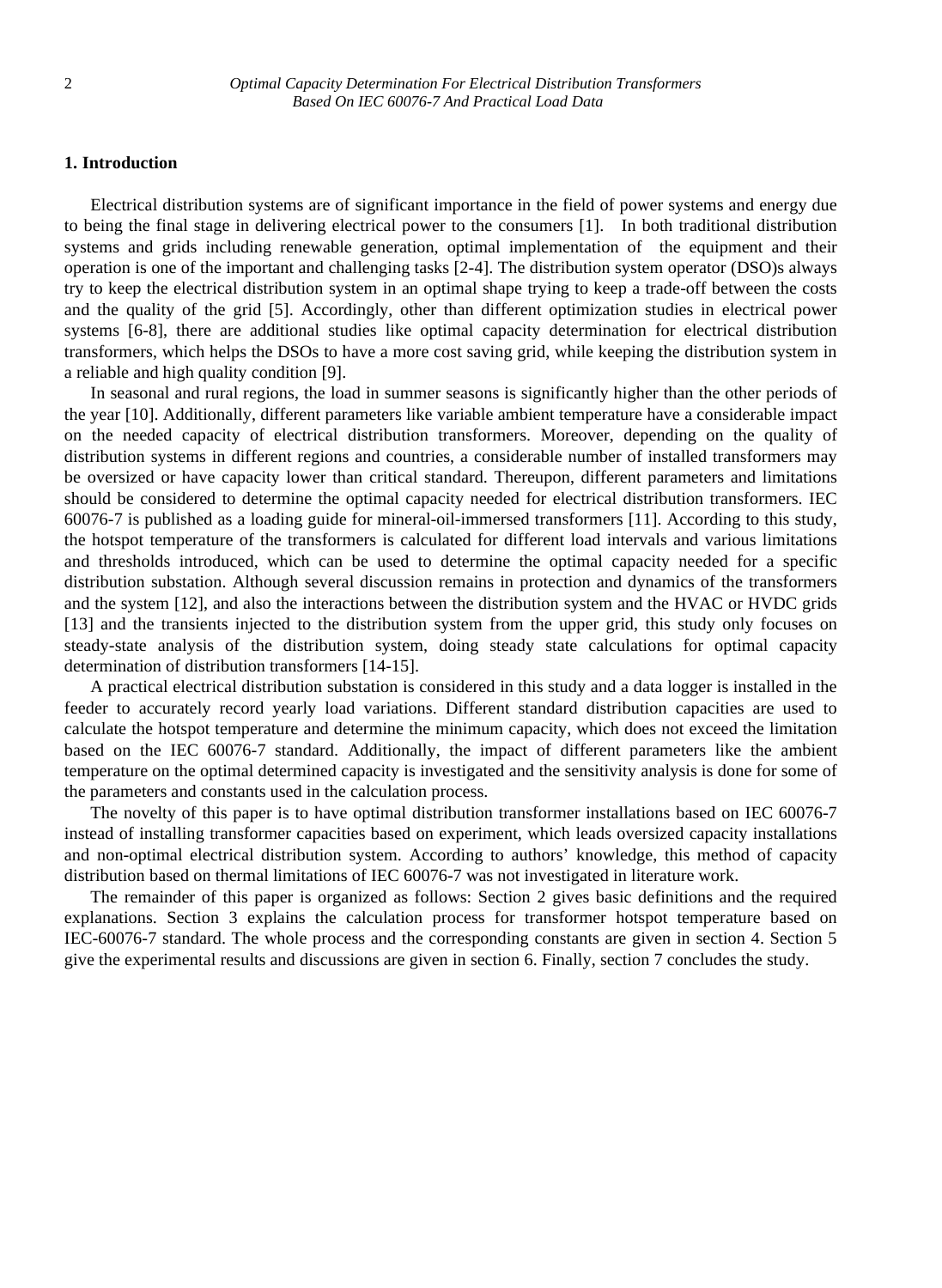## 1. Introduction

Electrical distribution systems are of significant importance in the field of power systems and energy due to being the final stage in delivering electrical power to the consumers [1]. In both traditional distribution systems and grids including renewable generation, optimal implementation of the equipment and their operation is one of the important and challenging tasks [2-4]. The distribution system operator (DSO)s always try to keep the electrical distribution system in an optimal shape trying to keep a trade-off between the costs and the quality of the grid [5]. Accordingly, other than different optimization studies in electrical power systems [6-8], there are additional studies like optimal capacity determination for electrical distribution transformers, which helps the DSOs to have a more cost saving grid, while keeping the distribution system in a reliable and high quality condition [9].

In seasonal and rural regions, the load in summer seasons is significantly higher than the other periods of the year [10]. Additionally, different parameters like variable ambient temperature have a considerable impact on the needed capacity of electrical distribution transformers. Moreover, depending on the quality of distribution systems in different regions and countries, a considerable number of installed transformers may be oversized or have capacity lower than critical standard. Thereupon, different parameters and limitations should be considered to determine the optimal capacity needed for electrical distribution transformers. IEC 60076-7 is published as a loading guide for mineral-oil-immersed transformers [11]. According to this study, the hotspot temperature of the transformers is calculated for different load intervals and various limitations and thresholds introduced, which can be used to determine the optimal capacity needed for a specific distribution substation. Although several discussion remains in protection and dynamics of the transformers and the system [12], and also the interactions between the distribution system and the HVAC or HVDC grids [13] and the transients injected to the distribution system from the upper grid, this study only focuses on steady-state analysis of the distribution system, doing steady state calculations for optimal capacity determination of distribution transformers [14-15].

A practical electrical distribution substation is considered in this study and a data logger is installed in the feeder to accurately record yearly load variations. Different standard distribution capacities are used to calculate the hotspot temperature and determine the minimum capacity, which does not exceed the limitation based on the IEC 60076-7 standard. Additionally, the impact of different parameters like the ambient temperature on the optimal determined capacity is investigated and the sensitivity analysis is done for some of the parameters and constants used in the calculation process.

The novelty of this paper is to have optimal distribution transformer installations based on IEC 60076-7 instead of installing transformer capacities based on experiment, which leads oversized capacity installations and non-optimal electrical distribution system. According to authors' knowledge, this method of capacity distribution based on thermal limitations of IEC 60076-7 was not investigated in literature work.

The remainder of this paper is organized as follows: Section 2 gives basic definitions and the required explanations. Section 3 explains the calculation process for transformer hotspot temperature based on IEC-60076-7 standard. The whole process and the corresponding constants are given in section 4. Section 5 give the experimental results and discussions are given in section 6. Finally, section 7 concludes the study.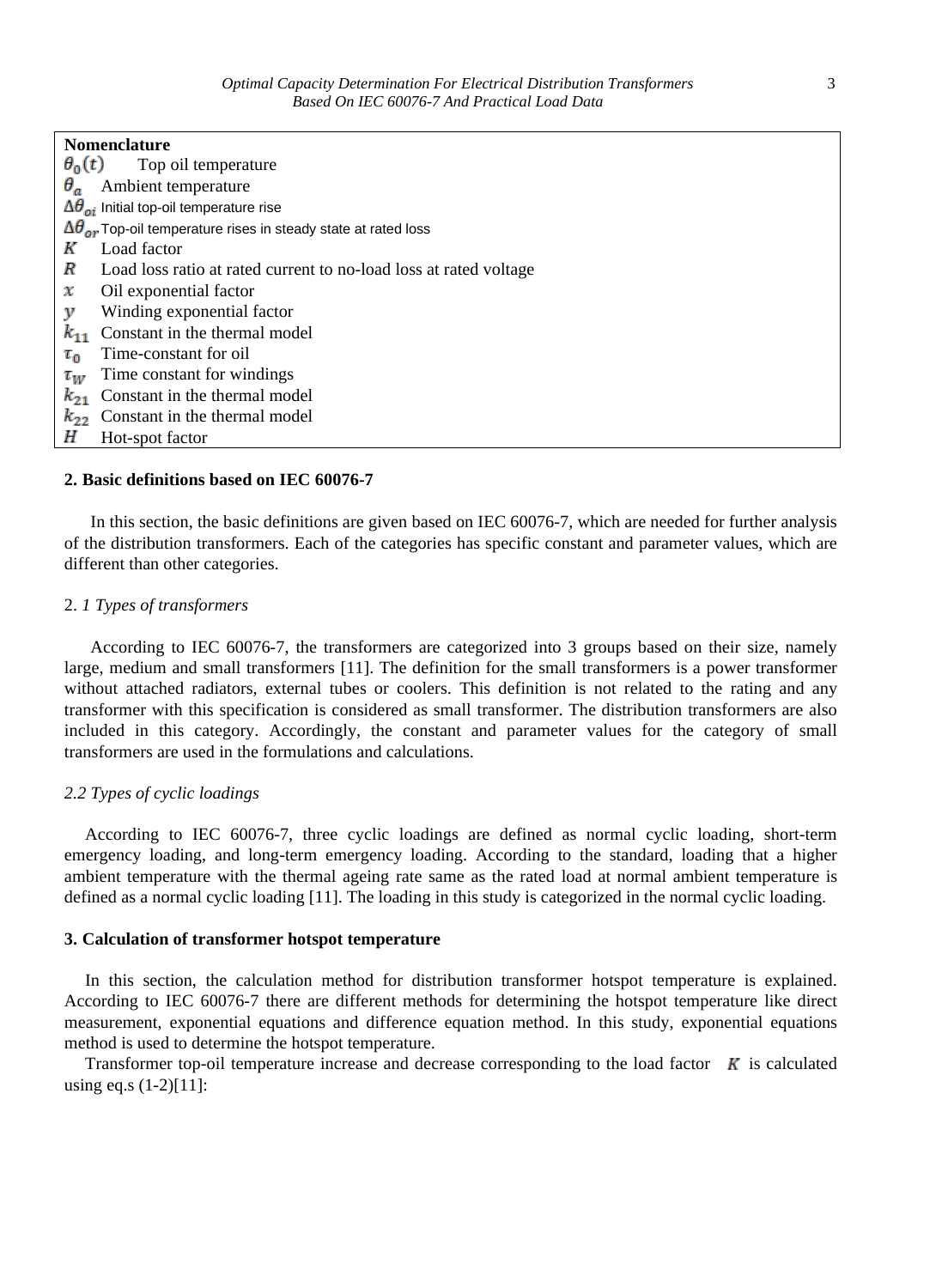**Nomenclature**

$\theta_0(t)$ Top oil temperature
$\theta_a$ Ambient temperature
$\Delta\theta_{oi}$ Initial top-oil temperature rise
$\Delta\theta_{or}$ Top-oil temperature rises in steady state at rated loss
$K$ Load factor
$R$ Load loss ratio at rated current to no-load loss at rated voltage
$x$ Oil exponential factor
$y$ Winding exponential factor
$k_{11}$ Constant in the thermal model
$\tau_0$ Time-constant for oil
$\tau_W$ Time constant for windings
$k_{21}$ Constant in the thermal model
$k_{22}$ Constant in the thermal model
$H$ Hot-spot factor

## 2. Basic definitions based on IEC 60076-7

In this section, the basic definitions are given based on IEC 60076-7, which are needed for further analysis of the distribution transformers. Each of the categories has specific constant and parameter values, which are different than other categories.

### 2. *1 Types of transformers*

According to IEC 60076-7, the transformers are categorized into 3 groups based on their size, namely large, medium and small transformers [11]. The definition for the small transformers is a power transformer without attached radiators, external tubes or coolers. This definition is not related to the rating and any transformer with this specification is considered as small transformer. The distribution transformers are also included in this category. Accordingly, the constant and parameter values for the category of small transformers are used in the formulations and calculations.

### *2.2 Types of cyclic loadings*

According to IEC 60076-7, three cyclic loadings are defined as normal cyclic loading, short-term emergency loading, and long-term emergency loading. According to the standard, loading that a higher ambient temperature with the thermal ageing rate same as the rated load at normal ambient temperature is defined as a normal cyclic loading [11]. The loading in this study is categorized in the normal cyclic loading.

## 3. Calculation of transformer hotspot temperature

In this section, the calculation method for distribution transformer hotspot temperature is explained. According to IEC 60076-7 there are different methods for determining the hotspot temperature like direct measurement, exponential equations and difference equation method. In this study, exponential equations method is used to determine the hotspot temperature.

Transformer top-oil temperature increase and decrease corresponding to the load factor $K$ is calculated using eq.s (1-2)[11]: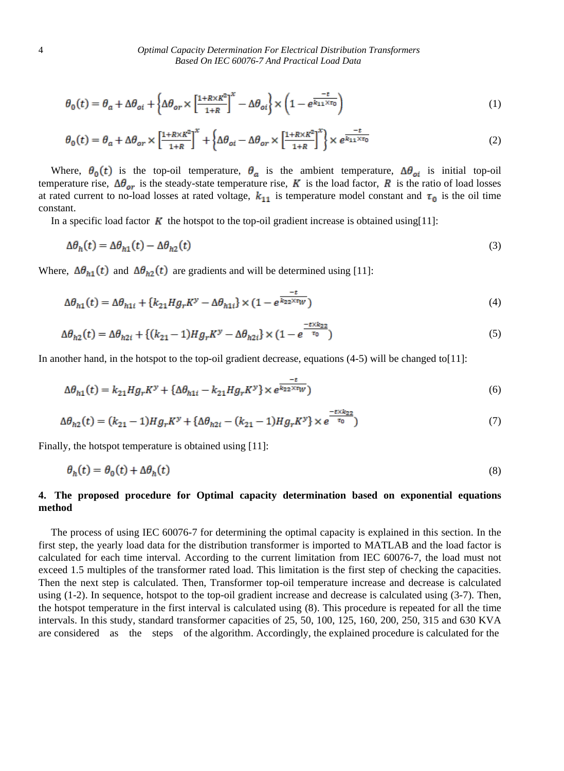$$\theta_0(t) = \theta_a + \Delta\theta_{oi} + \left\{\Delta\theta_{or} \times \left[\frac{1+R\times K^2}{1+R}\right]^x - \Delta\theta_{oi}\right\} \times \left(1 - e^{\frac{-t}{k_{11}\times\tau_0}}\right) \tag{1}$$

$$\theta_0(t) = \theta_a + \Delta\theta_{or} \times \left[\frac{1+R\times K^2}{1+R}\right]^x + \left\{\Delta\theta_{oi} - \Delta\theta_{or} \times \left[\frac{1+R\times K^2}{1+R}\right]^x\right\} \times e^{\frac{-t}{k_{11}\times\tau_0}} \tag{2}$$

Where, $\theta_0(t)$ is the top-oil temperature, $\theta_a$ is the ambient temperature, $\Delta\theta_{oi}$ is initial top-oil temperature rise, $\Delta\theta_{or}$ is the steady-state temperature rise, $K$ is the load factor, $R$ is the ratio of load losses at rated current to no-load losses at rated voltage, $k_{11}$ is temperature model constant and $\tau_0$ is the oil time constant.

In a specific load factor $K$ the hotspot to the top-oil gradient increase is obtained using[11]:

$$\Delta\theta_h(t) = \Delta\theta_{h1}(t) - \Delta\theta_{h2}(t) \tag{3}$$

Where, $\Delta\theta_{h1}(t)$ and $\Delta\theta_{h2}(t)$ are gradients and will be determined using [11]:

$$\Delta\theta_{h1}(t) = \Delta\theta_{h1i} + \{k_{21}Hg_rK^y - \Delta\theta_{h1i}\} \times (1 - e^{\frac{-t}{k_{22}\times\tau_W}}) \tag{4}$$

$$\Delta\theta_{h2}(t) = \Delta\theta_{h2i} + \{(k_{21}-1)Hg_rK^y - \Delta\theta_{h2i}\} \times (1 - e^{\frac{-t\times k_{22}}{\tau_0}}) \tag{5}$$

In another hand, in the hotspot to the top-oil gradient decrease, equations (4-5) will be changed to[11]:

$$\Delta\theta_{h1}(t) = k_{21}Hg_rK^y + \{\Delta\theta_{h1i} - k_{21}Hg_rK^y\} \times e^{\frac{-t}{k_{22}\times\tau_W}}) \tag{6}$$

$$\Delta\theta_{h2}(t) = (k_{21}-1)Hg_rK^y + \{\Delta\theta_{h2i} - (k_{21}-1)Hg_rK^y\} \times e^{\frac{-t\times k_{22}}{\tau_0}}) \tag{7}$$

Finally, the hotspot temperature is obtained using [11]:

$$\theta_h(t) = \theta_0(t) + \Delta\theta_h(t) \tag{8}$$

## 4. The proposed procedure for Optimal capacity determination based on exponential equations method

The process of using IEC 60076-7 for determining the optimal capacity is explained in this section. In the first step, the yearly load data for the distribution transformer is imported to MATLAB and the load factor is calculated for each time interval. According to the current limitation from IEC 60076-7, the load must not exceed 1.5 multiples of the transformer rated load. This limitation is the first step of checking the capacities. Then the next step is calculated. Then, Transformer top-oil temperature increase and decrease is calculated using (1-2). In sequence, hotspot to the top-oil gradient increase and decrease is calculated using (3-7). Then, the hotspot temperature in the first interval is calculated using (8). This procedure is repeated for all the time intervals. In this study, standard transformer capacities of 25, 50, 100, 125, 160, 200, 250, 315 and 630 KVA are considered as the steps of the algorithm. Accordingly, the explained procedure is calculated for the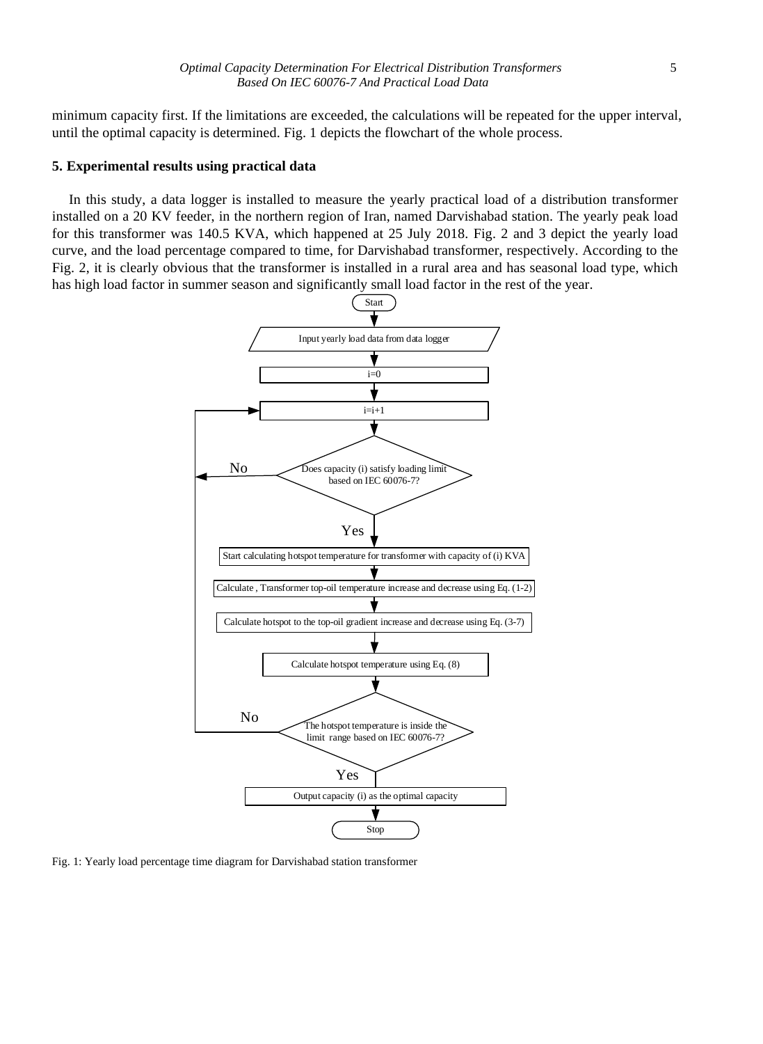minimum capacity first. If the limitations are exceeded, the calculations will be repeated for the upper interval, until the optimal capacity is determined. Fig. 1 depicts the flowchart of the whole process.

## 5. Experimental results using practical data

In this study, a data logger is installed to measure the yearly practical load of a distribution transformer installed on a 20 KV feeder, in the northern region of Iran, named Darvishabad station. The yearly peak load for this transformer was 140.5 KVA, which happened at 25 July 2018. Fig. 2 and 3 depict the yearly load curve, and the load percentage compared to time, for Darvishabad transformer, respectively. According to the Fig. 2, it is clearly obvious that the transformer is installed in a rural area and has seasonal load type, which has high load factor in summer season and significantly small load factor in the rest of the year.

Start

Input yearly load data from data logger

i=0

i=i+1

Does capacity (i) satisfy loading limit based on IEC 60076-7?

No

Yes

Start calculating hotspot temperature for transformer with capacity of (i) KVA

Calculate , Transformer top-oil temperature increase and decrease using Eq. (1-2)

Calculate hotspot to the top-oil gradient increase and decrease using Eq. (3-7)

Calculate hotspot temperature using Eq. (8)

The hotspot temperature is inside the limit range based on IEC 60076-7?

No

Yes

Output capacity (i) as the optimal capacity

Stop

Fig. 1: Yearly load percentage time diagram for Darvishabad station transformer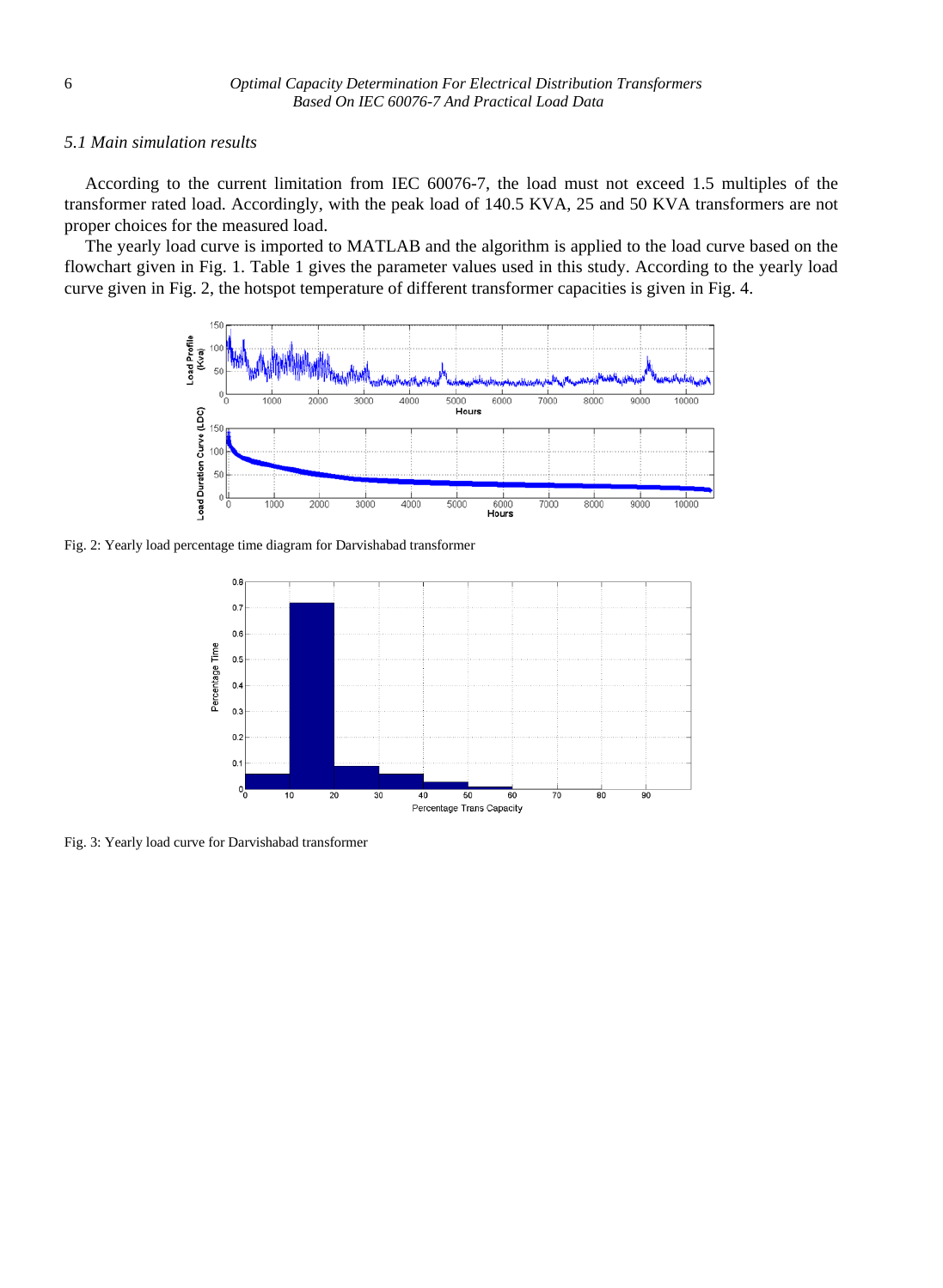### 5.1 Main simulation results

According to the current limitation from IEC 60076-7, the load must not exceed 1.5 multiples of the transformer rated load. Accordingly, with the peak load of 140.5 KVA, 25 and 50 KVA transformers are not proper choices for the measured load.

The yearly load curve is imported to MATLAB and the algorithm is applied to the load curve based on the flowchart given in Fig. 1. Table 1 gives the parameter values used in this study. According to the yearly load curve given in Fig. 2, the hotspot temperature of different transformer capacities is given in Fig. 4.

Fig. 2: Yearly load percentage time diagram for Darvishabad transformer

Fig. 3: Yearly load curve for Darvishabad transformer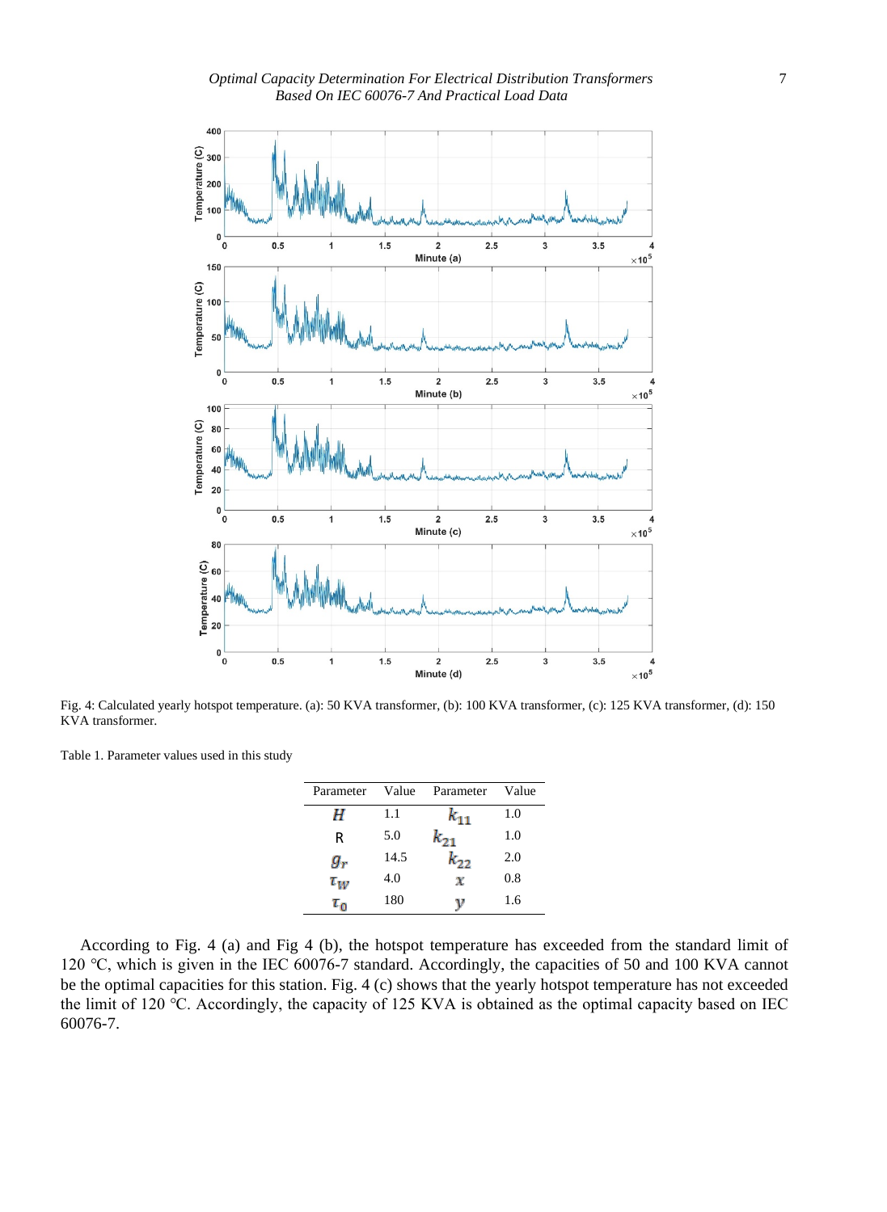Fig. 4: Calculated yearly hotspot temperature. (a): 50 KVA transformer, (b): 100 KVA transformer, (c): 125 KVA transformer, (d): 150 KVA transformer.

Table 1. Parameter values used in this study

| Parameter | Value | Parameter | Value |
|---|---|---|---|
| $H$ | 1.1 | $k_{11}$ | 1.0 |
| R | 5.0 | $k_{21}$ | 1.0 |
| $g_r$ | 14.5 | $k_{22}$ | 2.0 |
| $\tau_W$ | 4.0 | $x$ | 0.8 |
| $\tau_0$ | 180 | $y$ | 1.6 |

According to Fig. 4 (a) and Fig 4 (b), the hotspot temperature has exceeded from the standard limit of 120 ℃, which is given in the IEC 60076-7 standard. Accordingly, the capacities of 50 and 100 KVA cannot be the optimal capacities for this station. Fig. 4 (c) shows that the yearly hotspot temperature has not exceeded the limit of 120 ℃. Accordingly, the capacity of 125 KVA is obtained as the optimal capacity based on IEC 60076-7.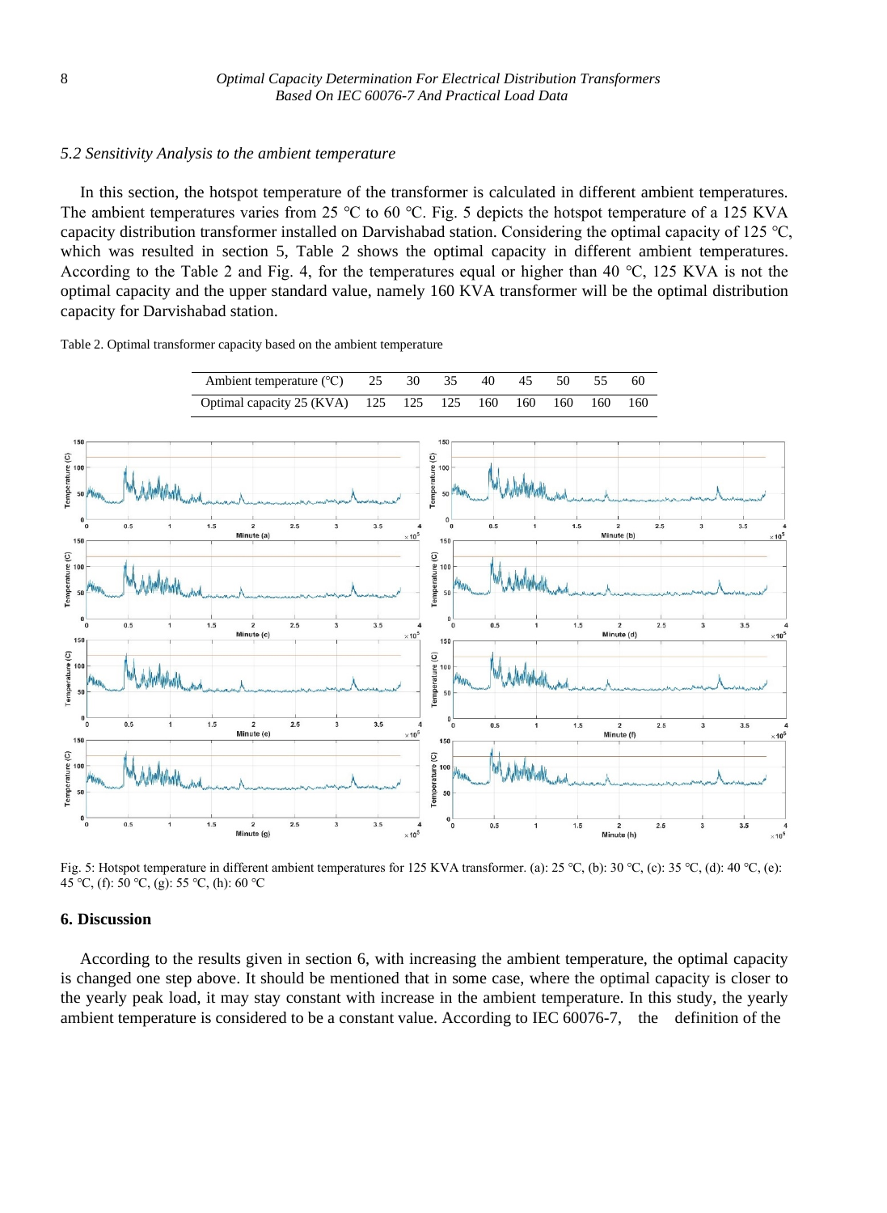### 5.2 Sensitivity Analysis to the ambient temperature

In this section, the hotspot temperature of the transformer is calculated in different ambient temperatures. The ambient temperatures varies from 25 ℃ to 60 ℃. Fig. 5 depicts the hotspot temperature of a 125 KVA capacity distribution transformer installed on Darvishabad station. Considering the optimal capacity of 125 ℃, which was resulted in section 5, Table 2 shows the optimal capacity in different ambient temperatures. According to the Table 2 and Fig. 4, for the temperatures equal or higher than 40 ℃, 125 KVA is not the optimal capacity and the upper standard value, namely 160 KVA transformer will be the optimal distribution capacity for Darvishabad station.

Table 2. Optimal transformer capacity based on the ambient temperature

| Ambient temperature (℃) | 25 | 30 | 35 | 40 | 45 | 50 | 55 | 60 |
|---|---|---|---|---|---|---|---|---|
| Optimal capacity 25 (KVA) | 125 | 125 | 125 | 160 | 160 | 160 | 160 | 160 |

Fig. 5: Hotspot temperature in different ambient temperatures for 125 KVA transformer. (a): 25 ℃, (b): 30 ℃, (c): 35 ℃, (d): 40 ℃, (e): 45 ℃, (f): 50 ℃, (g): 55 ℃, (h): 60 ℃

## 6. Discussion

According to the results given in section 6, with increasing the ambient temperature, the optimal capacity is changed one step above. It should be mentioned that in some case, where the optimal capacity is closer to the yearly peak load, it may stay constant with increase in the ambient temperature. In this study, the yearly ambient temperature is considered to be a constant value. According to IEC 60076-7, the definition of the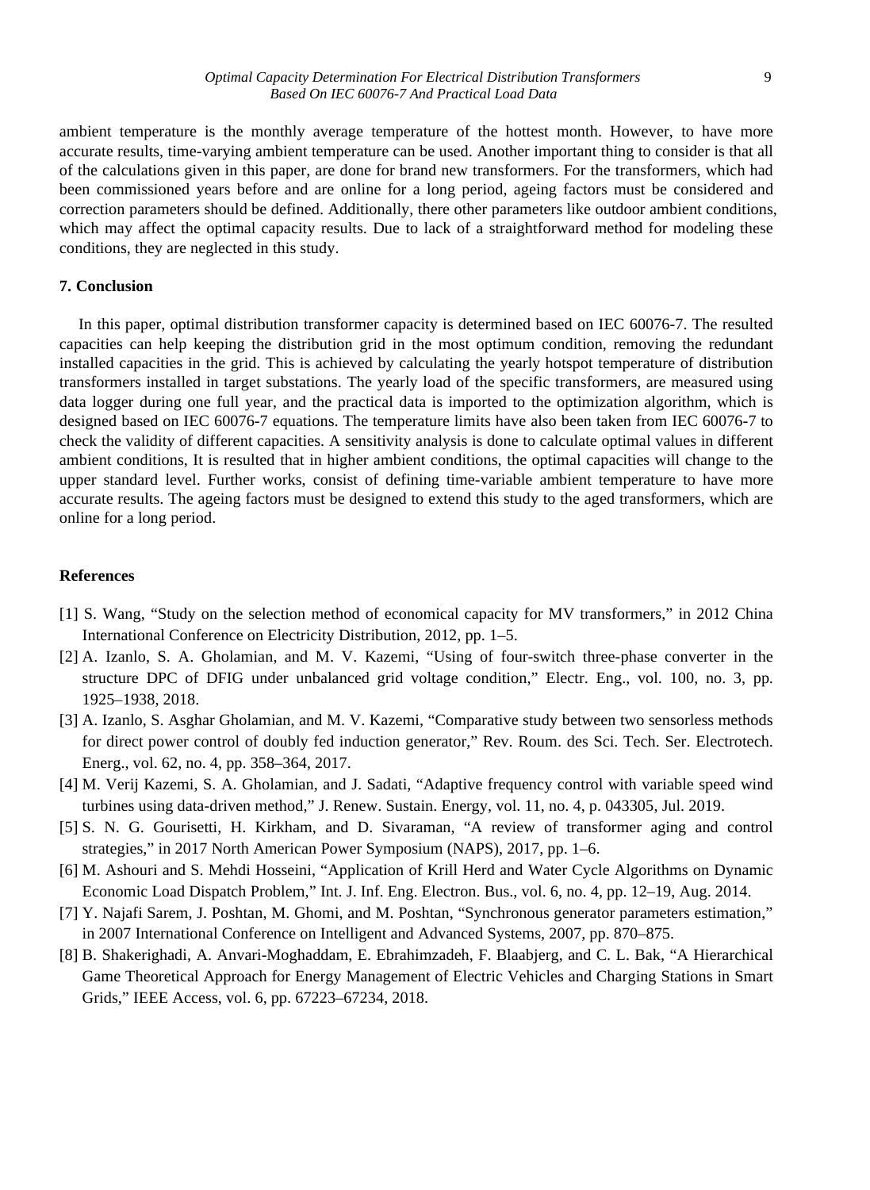ambient temperature is the monthly average temperature of the hottest month. However, to have more accurate results, time-varying ambient temperature can be used. Another important thing to consider is that all of the calculations given in this paper, are done for brand new transformers. For the transformers, which had been commissioned years before and are online for a long period, ageing factors must be considered and correction parameters should be defined. Additionally, there other parameters like outdoor ambient conditions, which may affect the optimal capacity results. Due to lack of a straightforward method for modeling these conditions, they are neglected in this study.

## 7. Conclusion

In this paper, optimal distribution transformer capacity is determined based on IEC 60076-7. The resulted capacities can help keeping the distribution grid in the most optimum condition, removing the redundant installed capacities in the grid. This is achieved by calculating the yearly hotspot temperature of distribution transformers installed in target substations. The yearly load of the specific transformers, are measured using data logger during one full year, and the practical data is imported to the optimization algorithm, which is designed based on IEC 60076-7 equations. The temperature limits have also been taken from IEC 60076-7 to check the validity of different capacities. A sensitivity analysis is done to calculate optimal values in different ambient conditions, It is resulted that in higher ambient conditions, the optimal capacities will change to the upper standard level. Further works, consist of defining time-variable ambient temperature to have more accurate results. The ageing factors must be designed to extend this study to the aged transformers, which are online for a long period.

## References

[1] S. Wang, "Study on the selection method of economical capacity for MV transformers," in 2012 China International Conference on Electricity Distribution, 2012, pp. 1–5.

[2] A. Izanlo, S. A. Gholamian, and M. V. Kazemi, "Using of four-switch three-phase converter in the structure DPC of DFIG under unbalanced grid voltage condition," Electr. Eng., vol. 100, no. 3, pp. 1925–1938, 2018.

[3] A. Izanlo, S. Asghar Gholamian, and M. V. Kazemi, "Comparative study between two sensorless methods for direct power control of doubly fed induction generator," Rev. Roum. des Sci. Tech. Ser. Electrotech. Energ., vol. 62, no. 4, pp. 358–364, 2017.

[4] M. Verij Kazemi, S. A. Gholamian, and J. Sadati, "Adaptive frequency control with variable speed wind turbines using data-driven method," J. Renew. Sustain. Energy, vol. 11, no. 4, p. 043305, Jul. 2019.

[5] S. N. G. Gourisetti, H. Kirkham, and D. Sivaraman, "A review of transformer aging and control strategies," in 2017 North American Power Symposium (NAPS), 2017, pp. 1–6.

[6] M. Ashouri and S. Mehdi Hosseini, "Application of Krill Herd and Water Cycle Algorithms on Dynamic Economic Load Dispatch Problem," Int. J. Inf. Eng. Electron. Bus., vol. 6, no. 4, pp. 12–19, Aug. 2014.

[7] Y. Najafi Sarem, J. Poshtan, M. Ghomi, and M. Poshtan, "Synchronous generator parameters estimation," in 2007 International Conference on Intelligent and Advanced Systems, 2007, pp. 870–875.

[8] B. Shakerighadi, A. Anvari-Moghaddam, E. Ebrahimzadeh, F. Blaabjerg, and C. L. Bak, "A Hierarchical Game Theoretical Approach for Energy Management of Electric Vehicles and Charging Stations in Smart Grids," IEEE Access, vol. 6, pp. 67223–67234, 2018.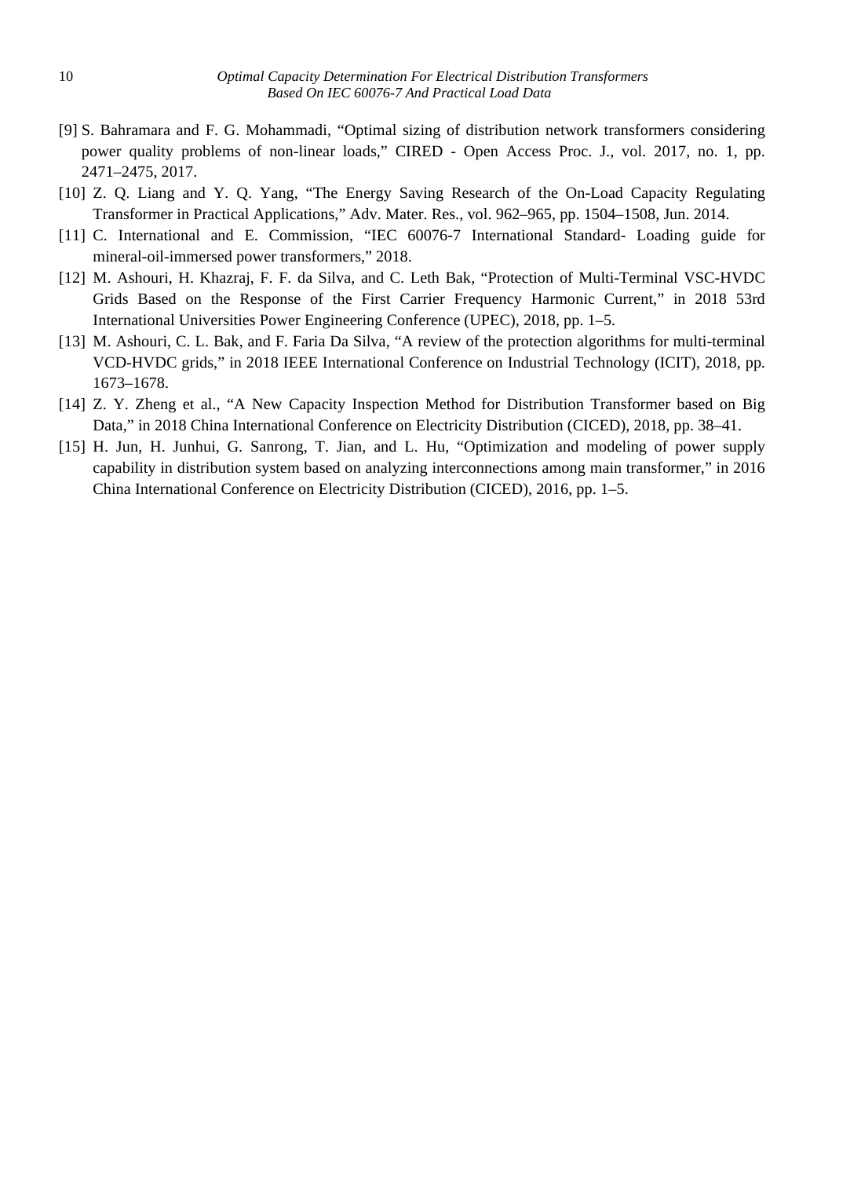[9] S. Bahramara and F. G. Mohammadi, "Optimal sizing of distribution network transformers considering power quality problems of non-linear loads," CIRED - Open Access Proc. J., vol. 2017, no. 1, pp. 2471–2475, 2017.

[10] Z. Q. Liang and Y. Q. Yang, "The Energy Saving Research of the On-Load Capacity Regulating Transformer in Practical Applications," Adv. Mater. Res., vol. 962–965, pp. 1504–1508, Jun. 2014.

[11] C. International and E. Commission, "IEC 60076-7 International Standard- Loading guide for mineral-oil-immersed power transformers," 2018.

[12] M. Ashouri, H. Khazraj, F. F. da Silva, and C. Leth Bak, "Protection of Multi-Terminal VSC-HVDC Grids Based on the Response of the First Carrier Frequency Harmonic Current," in 2018 53rd International Universities Power Engineering Conference (UPEC), 2018, pp. 1–5.

[13] M. Ashouri, C. L. Bak, and F. Faria Da Silva, "A review of the protection algorithms for multi-terminal VCD-HVDC grids," in 2018 IEEE International Conference on Industrial Technology (ICIT), 2018, pp. 1673–1678.

[14] Z. Y. Zheng et al., "A New Capacity Inspection Method for Distribution Transformer based on Big Data," in 2018 China International Conference on Electricity Distribution (CICED), 2018, pp. 38–41.

[15] H. Jun, H. Junhui, G. Sanrong, T. Jian, and L. Hu, "Optimization and modeling of power supply capability in distribution system based on analyzing interconnections among main transformer," in 2016 China International Conference on Electricity Distribution (CICED), 2016, pp. 1–5.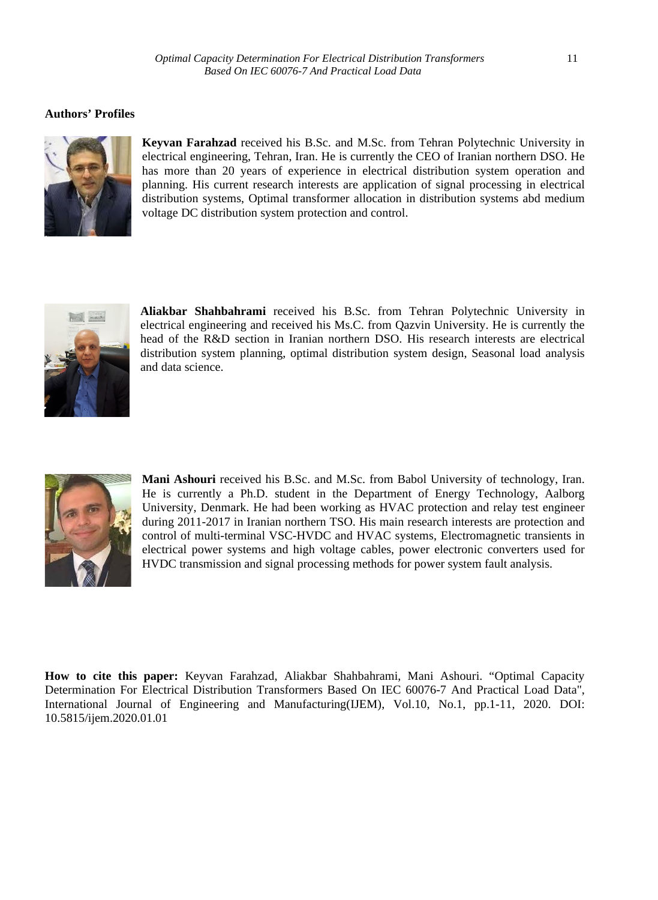**Authors' Profiles**

**Keyvan Farahzad** received his B.Sc. and M.Sc. from Tehran Polytechnic University in electrical engineering, Tehran, Iran. He is currently the CEO of Iranian northern DSO. He has more than 20 years of experience in electrical distribution system operation and planning. His current research interests are application of signal processing in electrical distribution systems, Optimal transformer allocation in distribution systems abd medium voltage DC distribution system protection and control.

**Aliakbar Shahbahrami** received his B.Sc. from Tehran Polytechnic University in electrical engineering and received his Ms.C. from Qazvin University. He is currently the head of the R&D section in Iranian northern DSO. His research interests are electrical distribution system planning, optimal distribution system design, Seasonal load analysis and data science.

**Mani Ashouri** received his B.Sc. and M.Sc. from Babol University of technology, Iran. He is currently a Ph.D. student in the Department of Energy Technology, Aalborg University, Denmark. He had been working as HVAC protection and relay test engineer during 2011-2017 in Iranian northern TSO. His main research interests are protection and control of multi-terminal VSC-HVDC and HVAC systems, Electromagnetic transients in electrical power systems and high voltage cables, power electronic converters used for HVDC transmission and signal processing methods for power system fault analysis.

**How to cite this paper:** Keyvan Farahzad, Aliakbar Shahbahrami, Mani Ashouri. "Optimal Capacity Determination For Electrical Distribution Transformers Based On IEC 60076-7 And Practical Load Data", International Journal of Engineering and Manufacturing(IJEM), Vol.10, No.1, pp.1-11, 2020. DOI: 10.5815/ijem.2020.01.01